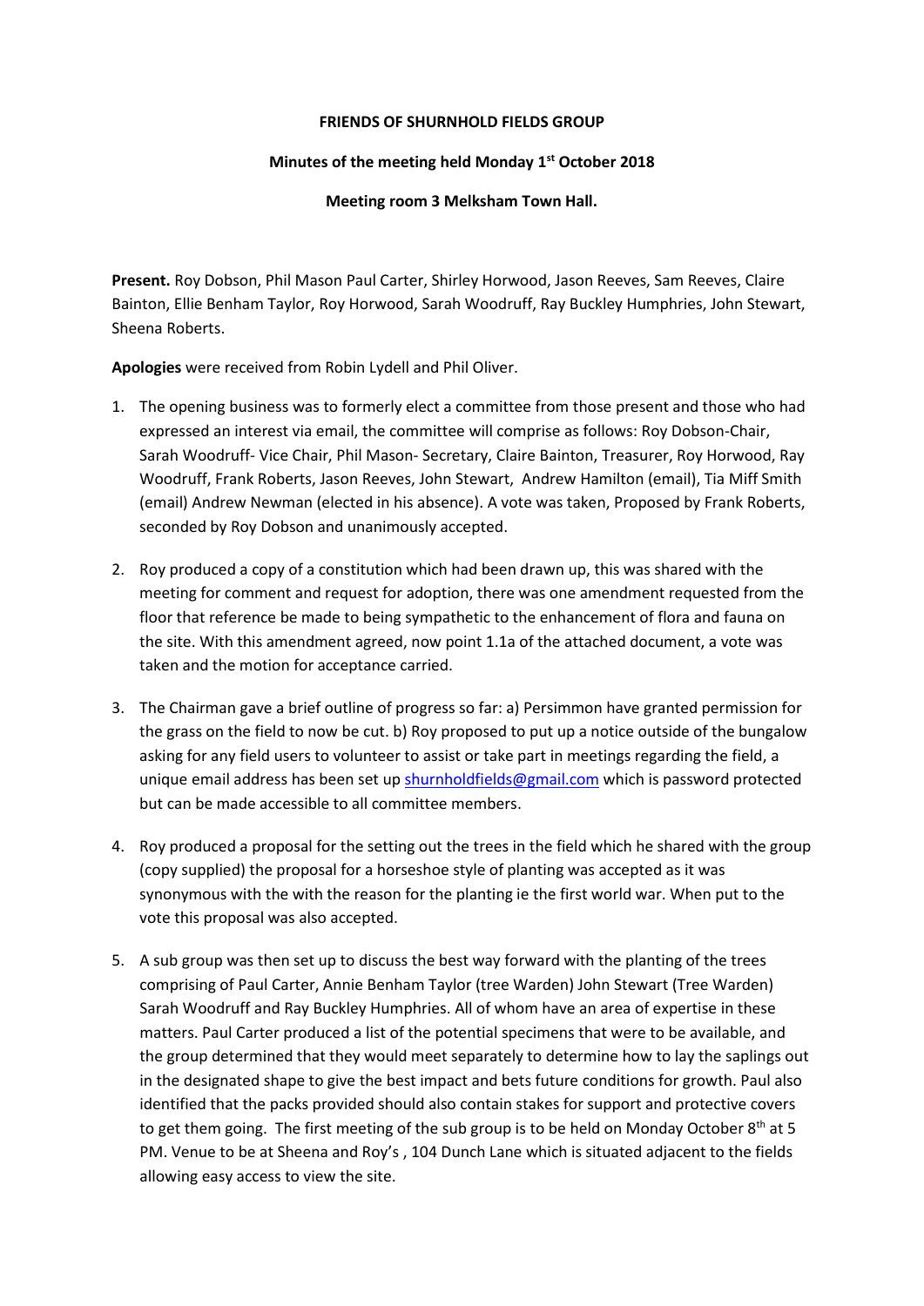**FRIENDS OF SHURNHOLD FIELDS GROUP**

**Minutes of the meeting held Monday 1st October 2018**

**Meeting room 3 Melksham Town Hall.**

**Present.** Roy Dobson, Phil Mason Paul Carter, Shirley Horwood, Jason Reeves, Sam Reeves, Claire Bainton, Ellie Benham Taylor, Roy Horwood, Sarah Woodruff, Ray Buckley Humphries, John Stewart, Sheena Roberts.

**Apologies** were received from Robin Lydell and Phil Oliver.

1. The opening business was to formerly elect a committee from those present and those who had expressed an interest via email, the committee will comprise as follows: Roy Dobson-Chair, Sarah Woodruff- Vice Chair, Phil Mason- Secretary, Claire Bainton, Treasurer, Roy Horwood, Ray Woodruff, Frank Roberts, Jason Reeves, John Stewart, Andrew Hamilton (email), Tia Miff Smith (email) Andrew Newman (elected in his absence). A vote was taken, Proposed by Frank Roberts, seconded by Roy Dobson and unanimously accepted.

2. Roy produced a copy of a constitution which had been drawn up, this was shared with the meeting for comment and request for adoption, there was one amendment requested from the floor that reference be made to being sympathetic to the enhancement of flora and fauna on the site. With this amendment agreed, now point 1.1a of the attached document, a vote was taken and the motion for acceptance carried.

3. The Chairman gave a brief outline of progress so far: a) Persimmon have granted permission for the grass on the field to now be cut. b) Roy proposed to put up a notice outside of the bungalow asking for any field users to volunteer to assist or take part in meetings regarding the field, a unique email address has been set up shurnholdfields@gmail.com which is password protected but can be made accessible to all committee members.

4. Roy produced a proposal for the setting out the trees in the field which he shared with the group (copy supplied) the proposal for a horseshoe style of planting was accepted as it was synonymous with the with the reason for the planting ie the first world war. When put to the vote this proposal was also accepted.

5. A sub group was then set up to discuss the best way forward with the planting of the trees comprising of Paul Carter, Annie Benham Taylor (tree Warden) John Stewart (Tree Warden) Sarah Woodruff and Ray Buckley Humphries. All of whom have an area of expertise in these matters. Paul Carter produced a list of the potential specimens that were to be available, and the group determined that they would meet separately to determine how to lay the saplings out in the designated shape to give the best impact and bets future conditions for growth. Paul also identified that the packs provided should also contain stakes for support and protective covers to get them going. The first meeting of the sub group is to be held on Monday October 8th at 5 PM. Venue to be at Sheena and Roy's , 104 Dunch Lane which is situated adjacent to the fields allowing easy access to view the site.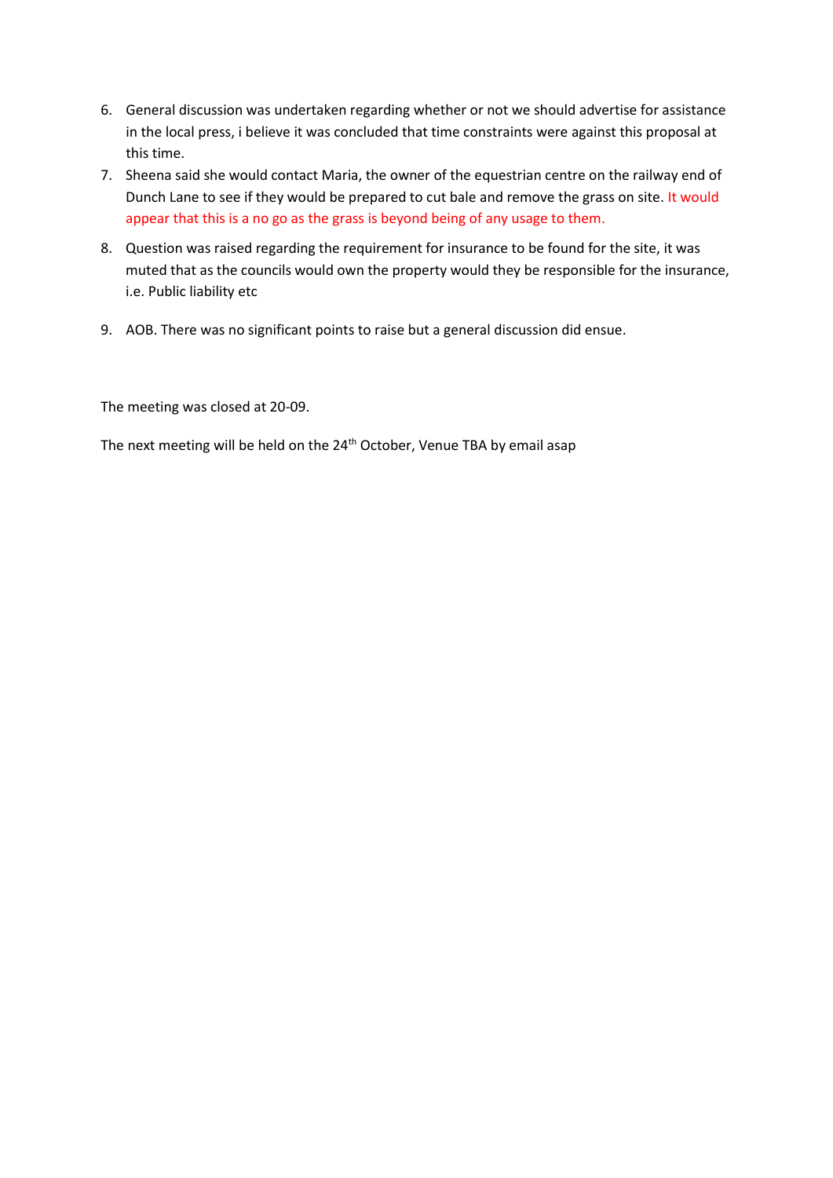6. General discussion was undertaken regarding whether or not we should advertise for assistance in the local press, i believe it was concluded that time constraints were against this proposal at this time.
7. Sheena said she would contact Maria, the owner of the equestrian centre on the railway end of Dunch Lane to see if they would be prepared to cut bale and remove the grass on site. It would appear that this is a no go as the grass is beyond being of any usage to them.
8. Question was raised regarding the requirement for insurance to be found for the site, it was muted that as the councils would own the property would they be responsible for the insurance, i.e. Public liability etc
9. AOB. There was no significant points to raise but a general discussion did ensue.

The meeting was closed at 20-09.

The next meeting will be held on the 24th October, Venue TBA by email asap